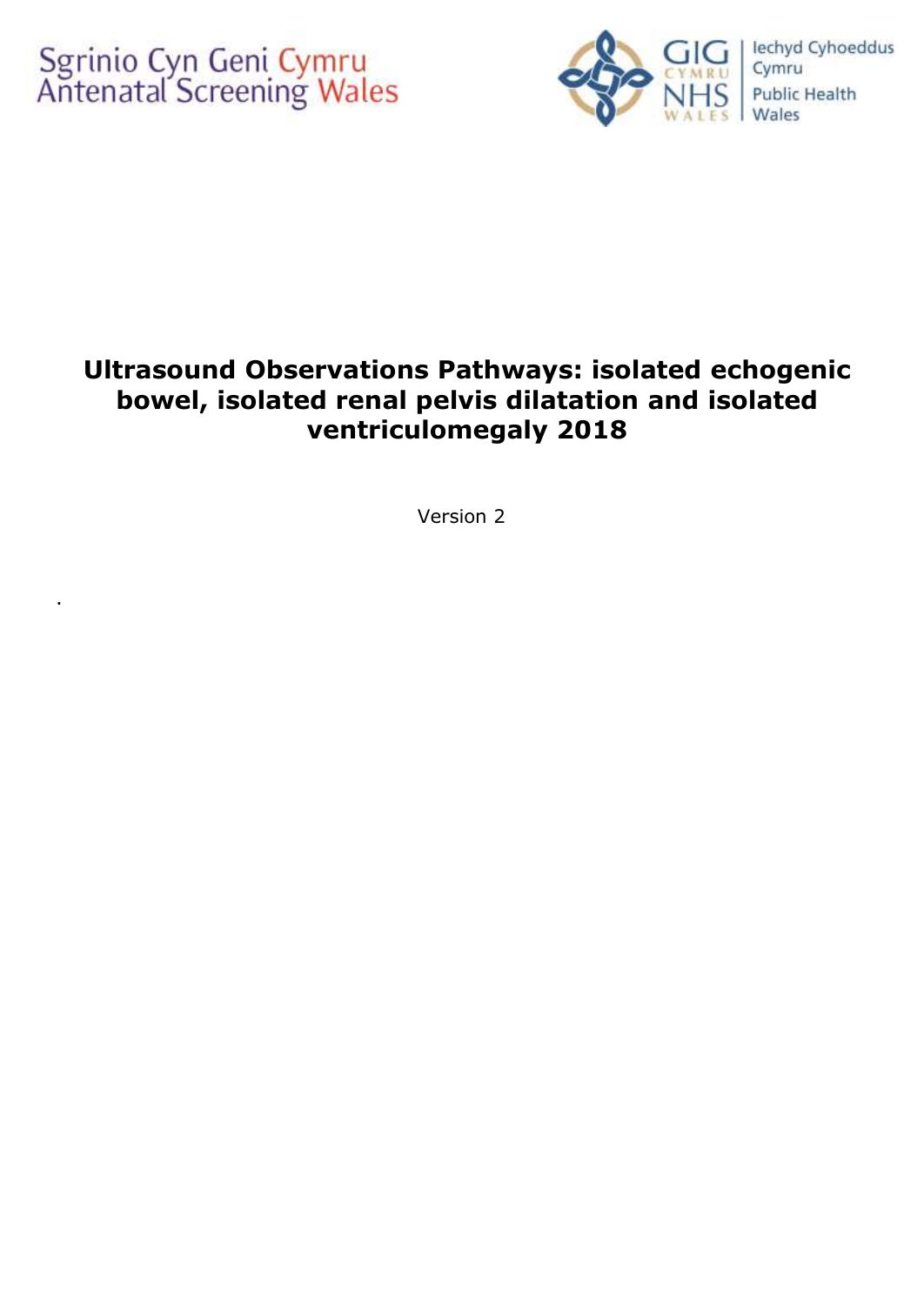Sgrinio Cyn Geni Cymru
Antenatal Screening Wales

GIG CYMRU NHS WALES | Iechyd Cyhoeddus Cymru Public Health Wales

# Ultrasound Observations Pathways: isolated echogenic bowel, isolated renal pelvis dilatation and isolated ventriculomegaly 2018

Version 2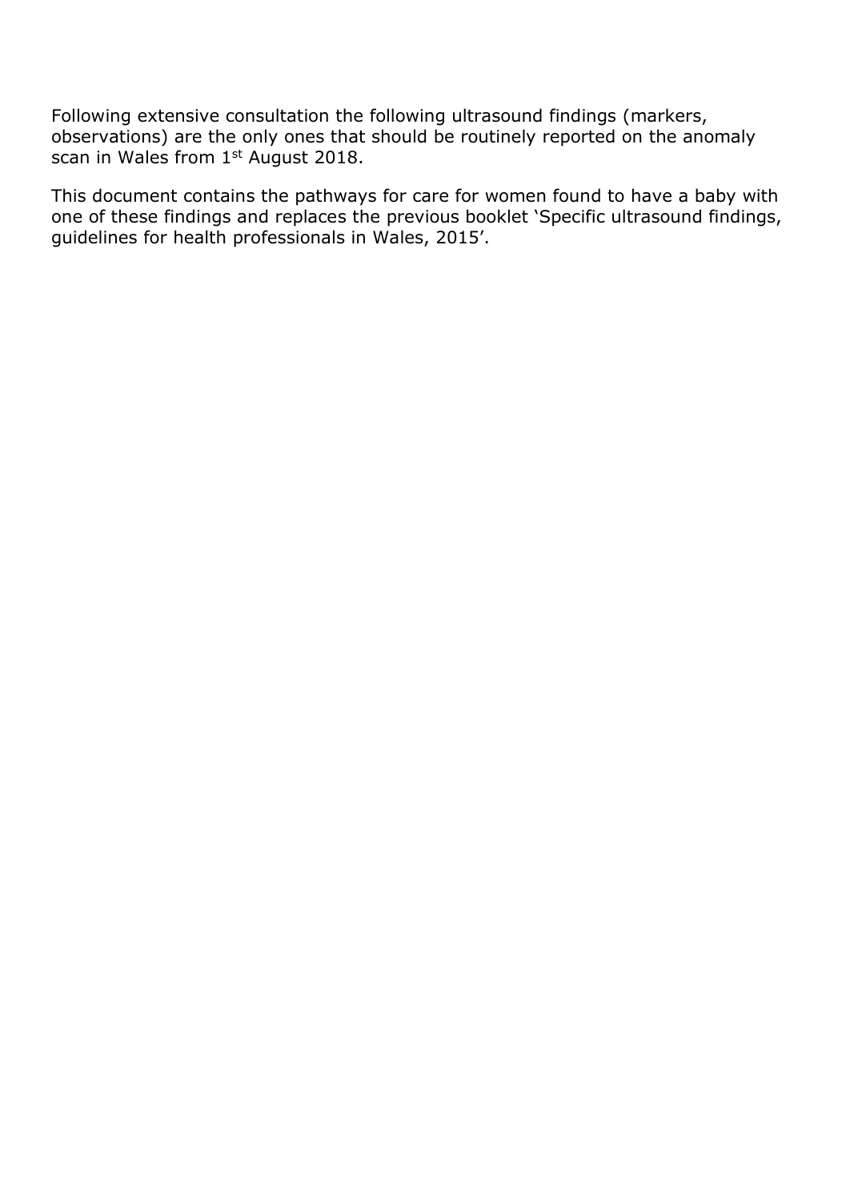Following extensive consultation the following ultrasound findings (markers, observations) are the only ones that should be routinely reported on the anomaly scan in Wales from 1st August 2018.

This document contains the pathways for care for women found to have a baby with one of these findings and replaces the previous booklet 'Specific ultrasound findings, guidelines for health professionals in Wales, 2015'.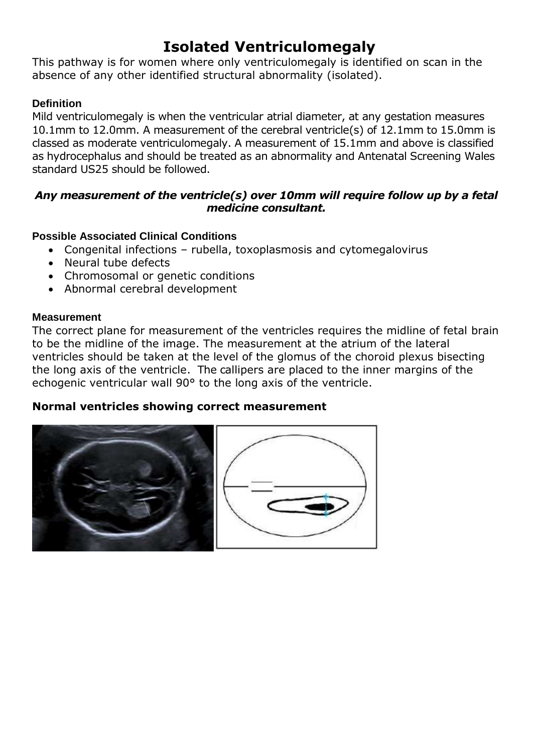# Isolated Ventriculomegaly

This pathway is for women where only ventriculomegaly is identified on scan in the absence of any other identified structural abnormality (isolated).

### Definition

Mild ventriculomegaly is when the ventricular atrial diameter, at any gestation measures 10.1mm to 12.0mm. A measurement of the cerebral ventricle(s) of 12.1mm to 15.0mm is classed as moderate ventriculomegaly. A measurement of 15.1mm and above is classified as hydrocephalus and should be treated as an abnormality and Antenatal Screening Wales standard US25 should be followed.

***Any measurement of the ventricle(s) over 10mm will require follow up by a fetal medicine consultant.***

### Possible Associated Clinical Conditions

- Congenital infections – rubella, toxoplasmosis and cytomegalovirus
- Neural tube defects
- Chromosomal or genetic conditions
- Abnormal cerebral development

### Measurement

The correct plane for measurement of the ventricles requires the midline of fetal brain to be the midline of the image. The measurement at the atrium of the lateral ventricles should be taken at the level of the glomus of the choroid plexus bisecting the long axis of the ventricle. The callipers are placed to the inner margins of the echogenic ventricular wall 90° to the long axis of the ventricle.

**Normal ventricles showing correct measurement**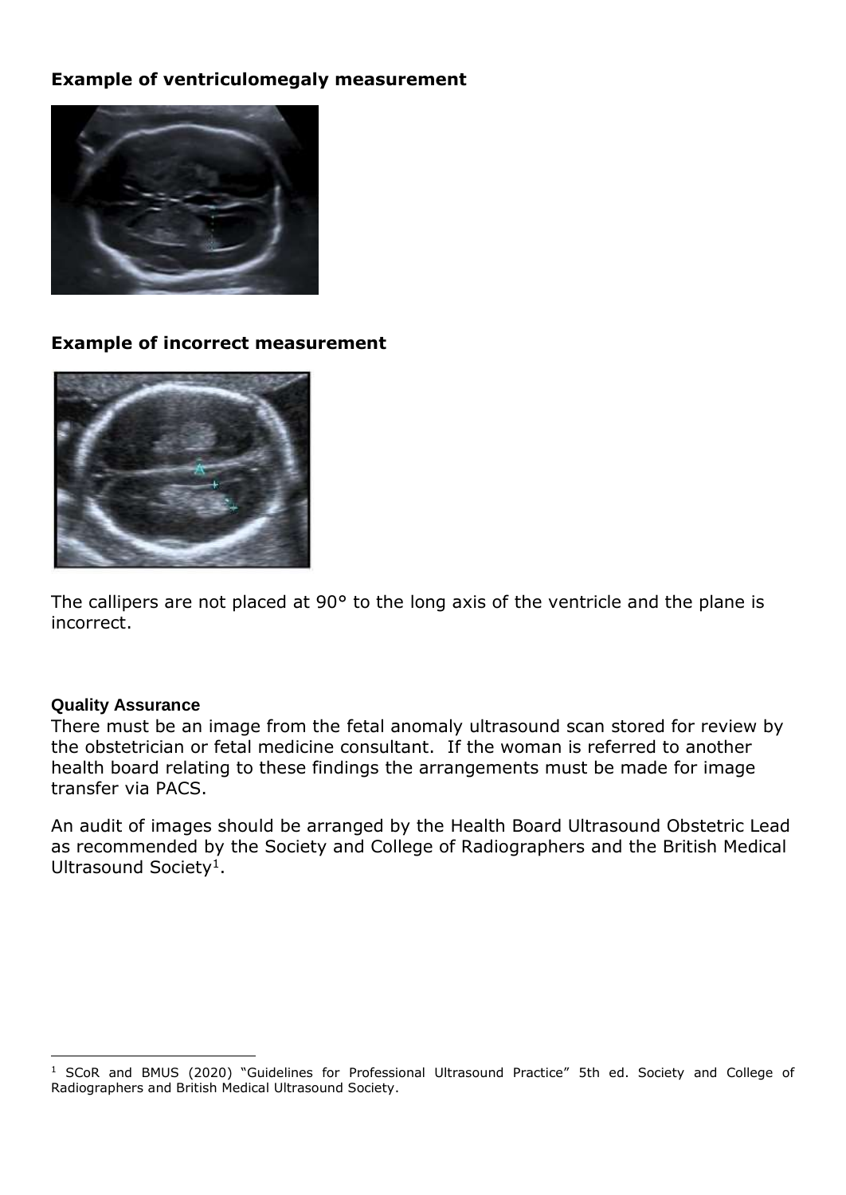**Example of ventriculomegaly measurement**

**Example of incorrect measurement**

The callipers are not placed at 90° to the long axis of the ventricle and the plane is incorrect.

**Quality Assurance**

There must be an image from the fetal anomaly ultrasound scan stored for review by the obstetrician or fetal medicine consultant. If the woman is referred to another health board relating to these findings the arrangements must be made for image transfer via PACS.

An audit of images should be arranged by the Health Board Ultrasound Obstetric Lead as recommended by the Society and College of Radiographers and the British Medical Ultrasound Society[1].

[1] SCoR and BMUS (2020) "Guidelines for Professional Ultrasound Practice" 5th ed. Society and College of Radiographers and British Medical Ultrasound Society.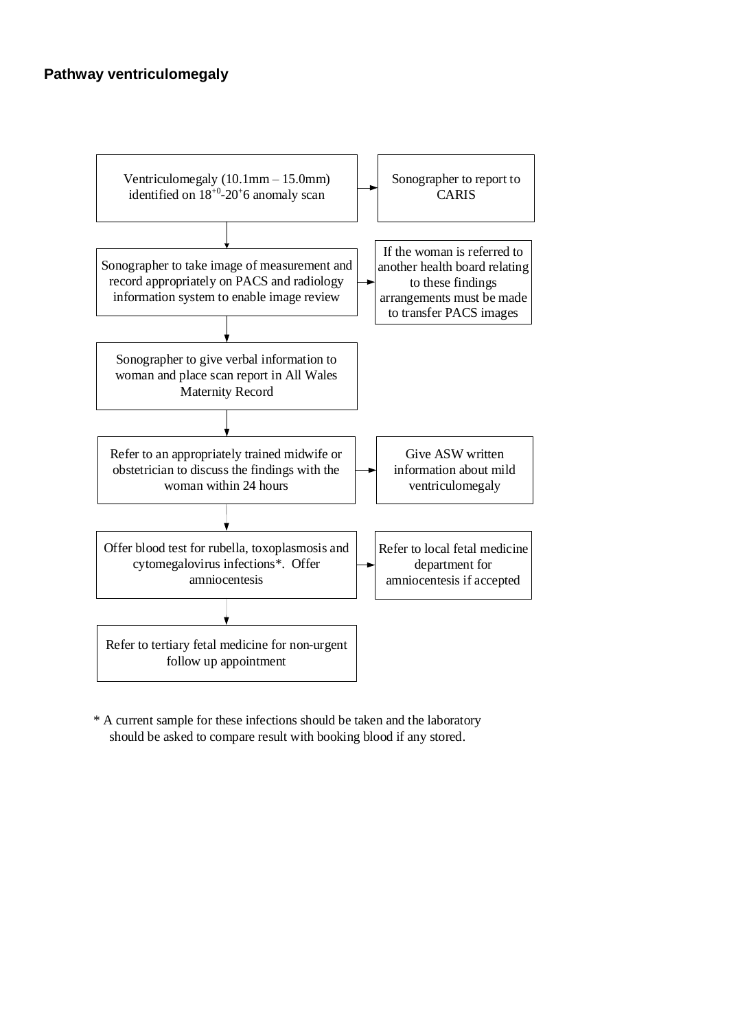**Pathway ventriculomegaly**

Ventriculomegaly (10.1mm – 15.0mm) identified on $18^{+0}$-$20^{+}6$ anomaly scan → Sonographer to report to CARIS

↓

Sonographer to take image of measurement and record appropriately on PACS and radiology information system to enable image review → If the woman is referred to another health board relating to these findings arrangements must be made to transfer PACS images

↓

Sonographer to give verbal information to woman and place scan report in All Wales Maternity Record

↓

Refer to an appropriately trained midwife or obstetrician to discuss the findings with the woman within 24 hours → Give ASW written information about mild ventriculomegaly

↓

Offer blood test for rubella, toxoplasmosis and cytomegalovirus infections*. Offer amniocentesis → Refer to local fetal medicine department for amniocentesis if accepted

↓

Refer to tertiary fetal medicine for non-urgent follow up appointment

* A current sample for these infections should be taken and the laboratory should be asked to compare result with booking blood if any stored.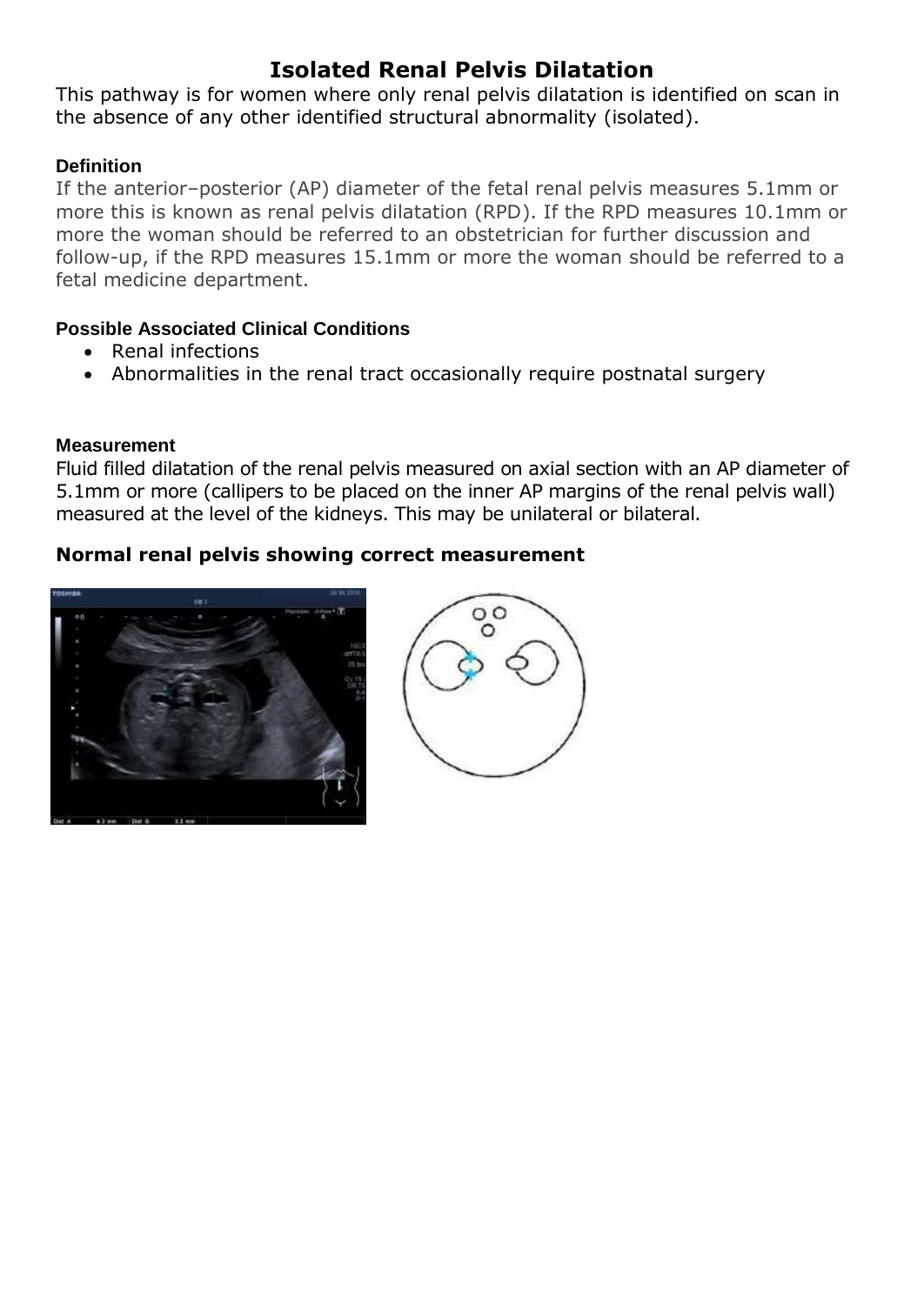# Isolated Renal Pelvis Dilatation

This pathway is for women where only renal pelvis dilatation is identified on scan in the absence of any other identified structural abnormality (isolated).

### Definition

If the anterior–posterior (AP) diameter of the fetal renal pelvis measures 5.1mm or more this is known as renal pelvis dilatation (RPD). If the RPD measures 10.1mm or more the woman should be referred to an obstetrician for further discussion and follow-up, if the RPD measures 15.1mm or more the woman should be referred to a fetal medicine department.

### Possible Associated Clinical Conditions

- Renal infections
- Abnormalities in the renal tract occasionally require postnatal surgery

### Measurement

Fluid filled dilatation of the renal pelvis measured on axial section with an AP diameter of 5.1mm or more (callipers to be placed on the inner AP margins of the renal pelvis wall) measured at the level of the kidneys. This may be unilateral or bilateral.

**Normal renal pelvis showing correct measurement**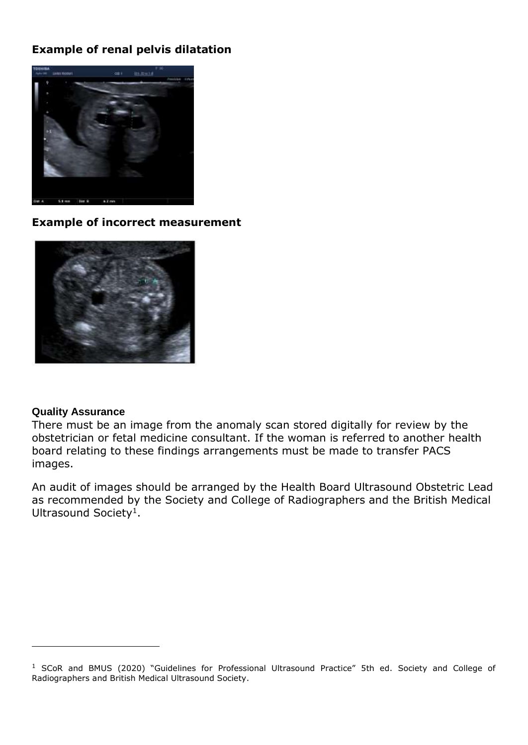**Example of renal pelvis dilatation**

**Example of incorrect measurement**

**Quality Assurance**

There must be an image from the anomaly scan stored digitally for review by the obstetrician or fetal medicine consultant. If the woman is referred to another health board relating to these findings arrangements must be made to transfer PACS images.

An audit of images should be arranged by the Health Board Ultrasound Obstetric Lead as recommended by the Society and College of Radiographers and the British Medical Ultrasound Society[1].

---

[1] SCoR and BMUS (2020) "Guidelines for Professional Ultrasound Practice" 5th ed. Society and College of Radiographers and British Medical Ultrasound Society.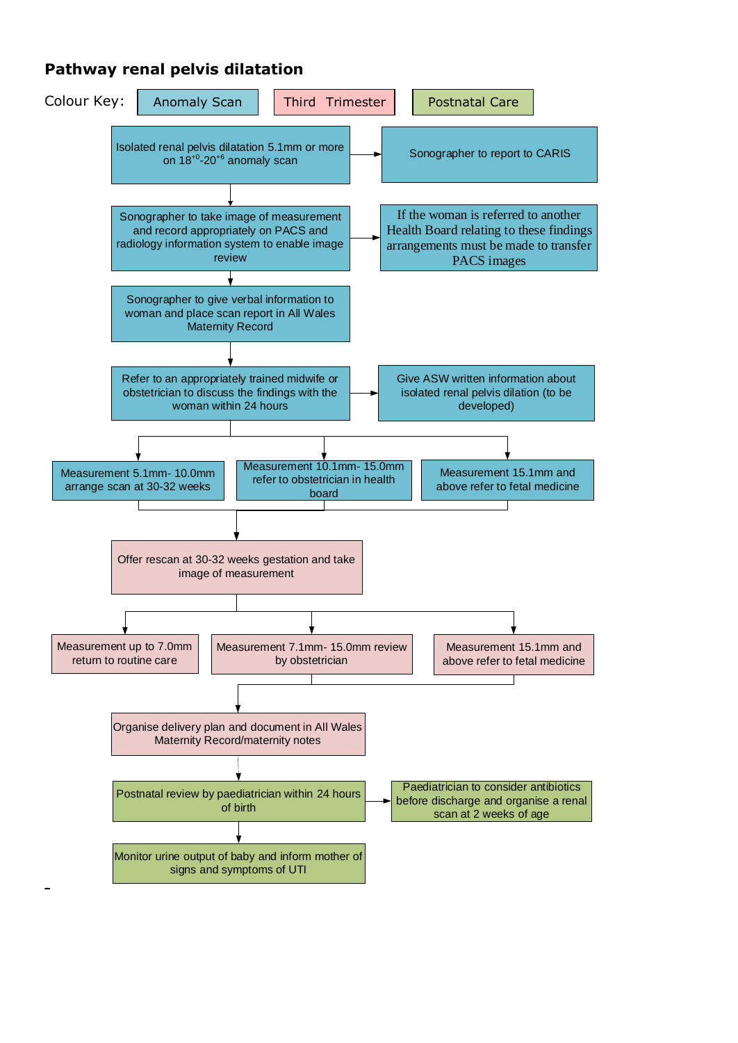## Pathway renal pelvis dilatation

Colour Key: Anomaly Scan | Third Trimester | Postnatal Care

**Anomaly Scan**

- Isolated renal pelvis dilatation 5.1mm or more on $18^{+0}$-$20^{+6}$ anomaly scan → Sonographer to report to CARIS
- ↓ Sonographer to take image of measurement and record appropriately on PACS and radiology information system to enable image review → If the woman is referred to another Health Board relating to these findings arrangements must be made to transfer PACS images
- ↓ Sonographer to give verbal information to woman and place scan report in All Wales Maternity Record
- ↓ Refer to an appropriately trained midwife or obstetrician to discuss the findings with the woman within 24 hours → Give ASW written information about isolated renal pelvis dilation (to be developed)
- ↓ Three branches:
  - Measurement 5.1mm- 10.0mm arrange scan at 30-32 weeks
  - Measurement 10.1mm- 15.0mm refer to obstetrician in health board
  - Measurement 15.1mm and above refer to fetal medicine

**Third Trimester**

- ↓ Offer rescan at 30-32 weeks gestation and take image of measurement
- ↓ Three branches:
  - Measurement up to 7.0mm return to routine care
  - Measurement 7.1mm- 15.0mm review by obstetrician
  - Measurement 15.1mm and above refer to fetal medicine
- ↓ Organise delivery plan and document in All Wales Maternity Record/maternity notes

**Postnatal Care**

- ↓ Postnatal review by paediatrician within 24 hours of birth → Paediatrician to consider antibiotics before discharge and organise a renal scan at 2 weeks of age
- ↓ Monitor urine output of baby and inform mother of signs and symptoms of UTI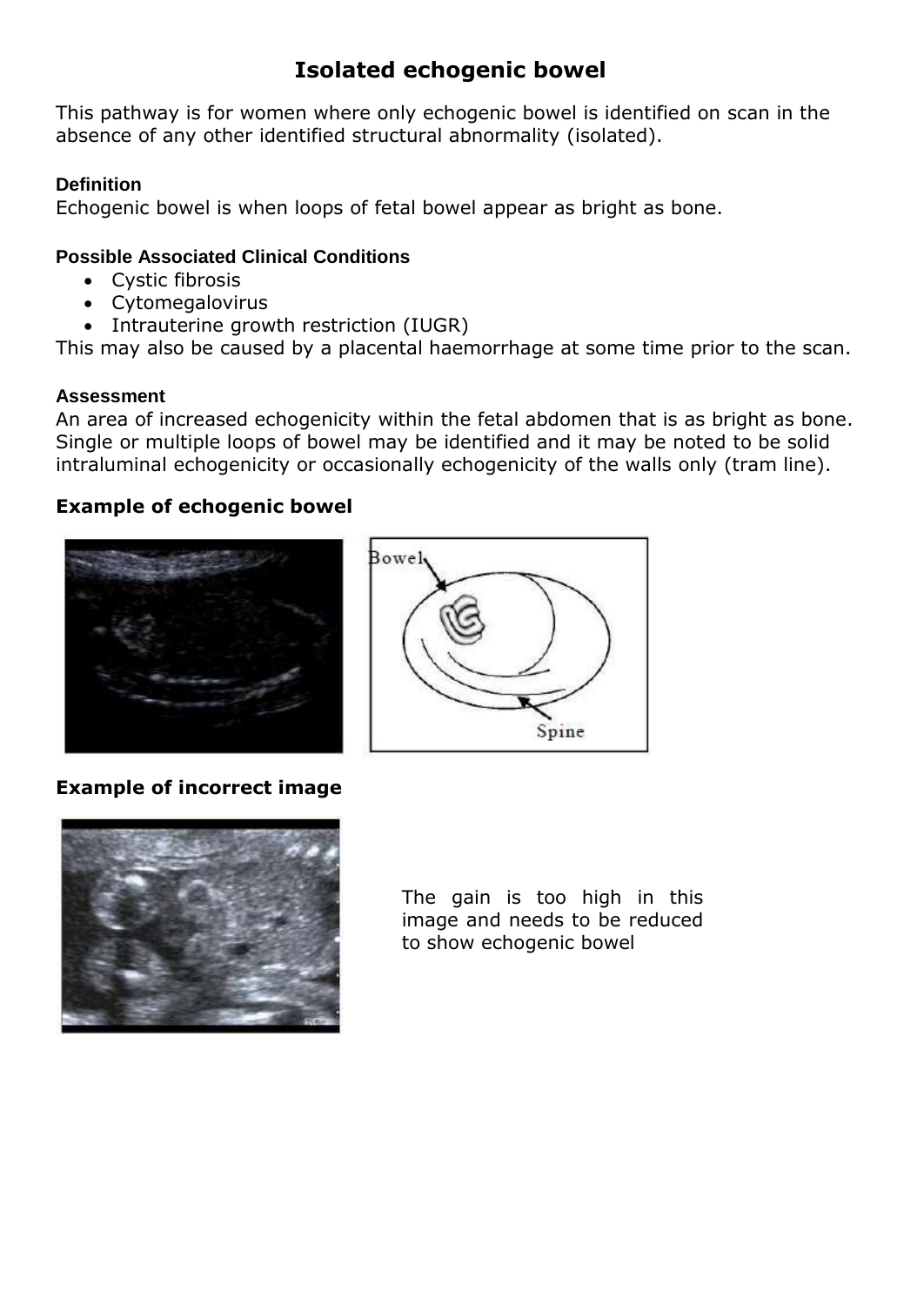# Isolated echogenic bowel

This pathway is for women where only echogenic bowel is identified on scan in the absence of any other identified structural abnormality (isolated).

### Definition

Echogenic bowel is when loops of fetal bowel appear as bright as bone.

### Possible Associated Clinical Conditions

- Cystic fibrosis
- Cytomegalovirus
- Intrauterine growth restriction (IUGR)

This may also be caused by a placental haemorrhage at some time prior to the scan.

### Assessment

An area of increased echogenicity within the fetal abdomen that is as bright as bone. Single or multiple loops of bowel may be identified and it may be noted to be solid intraluminal echogenicity or occasionally echogenicity of the walls only (tram line).

## Example of echogenic bowel

## Example of incorrect image

The gain is too high in this image and needs to be reduced to show echogenic bowel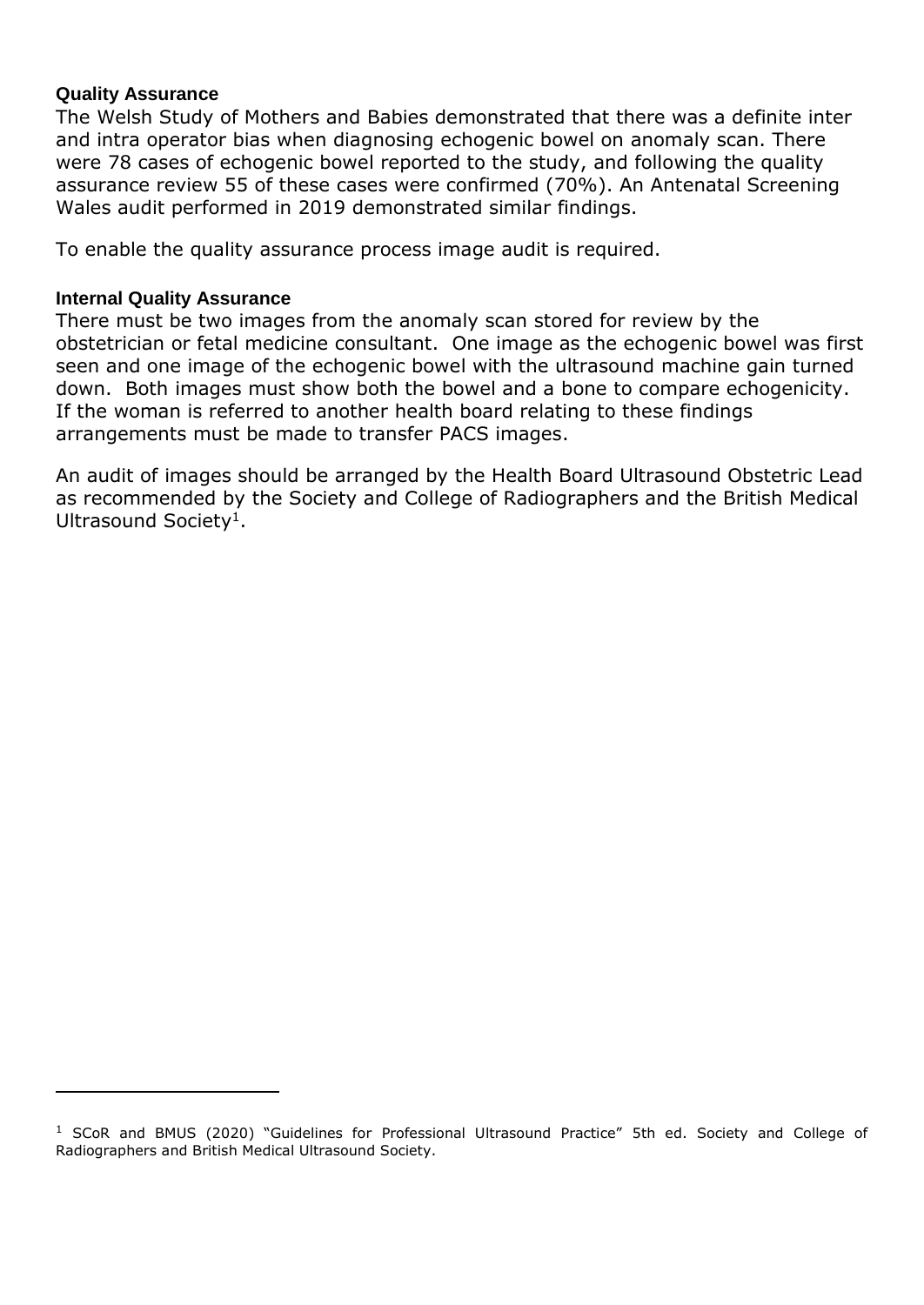**Quality Assurance**

The Welsh Study of Mothers and Babies demonstrated that there was a definite inter and intra operator bias when diagnosing echogenic bowel on anomaly scan. There were 78 cases of echogenic bowel reported to the study, and following the quality assurance review 55 of these cases were confirmed (70%). An Antenatal Screening Wales audit performed in 2019 demonstrated similar findings.

To enable the quality assurance process image audit is required.

**Internal Quality Assurance**

There must be two images from the anomaly scan stored for review by the obstetrician or fetal medicine consultant. One image as the echogenic bowel was first seen and one image of the echogenic bowel with the ultrasound machine gain turned down. Both images must show both the bowel and a bone to compare echogenicity. If the woman is referred to another health board relating to these findings arrangements must be made to transfer PACS images.

An audit of images should be arranged by the Health Board Ultrasound Obstetric Lead as recommended by the Society and College of Radiographers and the British Medical Ultrasound Society[1].

---

[1] SCoR and BMUS (2020) "Guidelines for Professional Ultrasound Practice" 5th ed. Society and College of Radiographers and British Medical Ultrasound Society.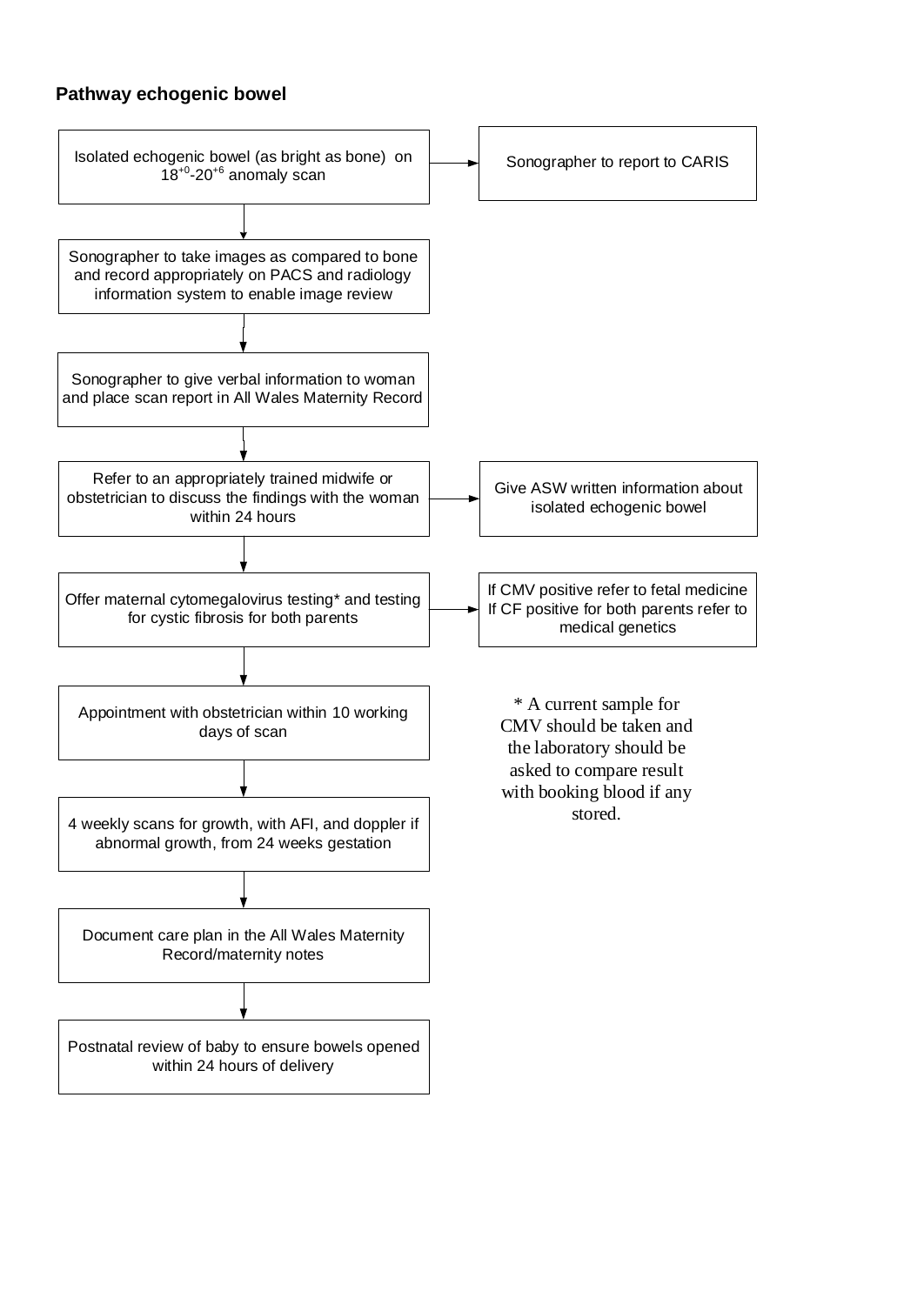**Pathway echogenic bowel**

Isolated echogenic bowel (as bright as bone) on $18^{+0}$-$20^{+6}$ anomaly scan

Sonographer to report to CARIS

Sonographer to take images as compared to bone and record appropriately on PACS and radiology information system to enable image review

Sonographer to give verbal information to woman and place scan report in All Wales Maternity Record

Refer to an appropriately trained midwife or obstetrician to discuss the findings with the woman within 24 hours

Give ASW written information about isolated echogenic bowel

Offer maternal cytomegalovirus testing* and testing for cystic fibrosis for both parents

If CMV positive refer to fetal medicine
If CF positive for both parents refer to medical genetics

Appointment with obstetrician within 10 working days of scan

4 weekly scans for growth, with AFI, and doppler if abnormal growth, from 24 weeks gestation

Document care plan in the All Wales Maternity Record/maternity notes

Postnatal review of baby to ensure bowels opened within 24 hours of delivery

* A current sample for CMV should be taken and the laboratory should be asked to compare result with booking blood if any stored.